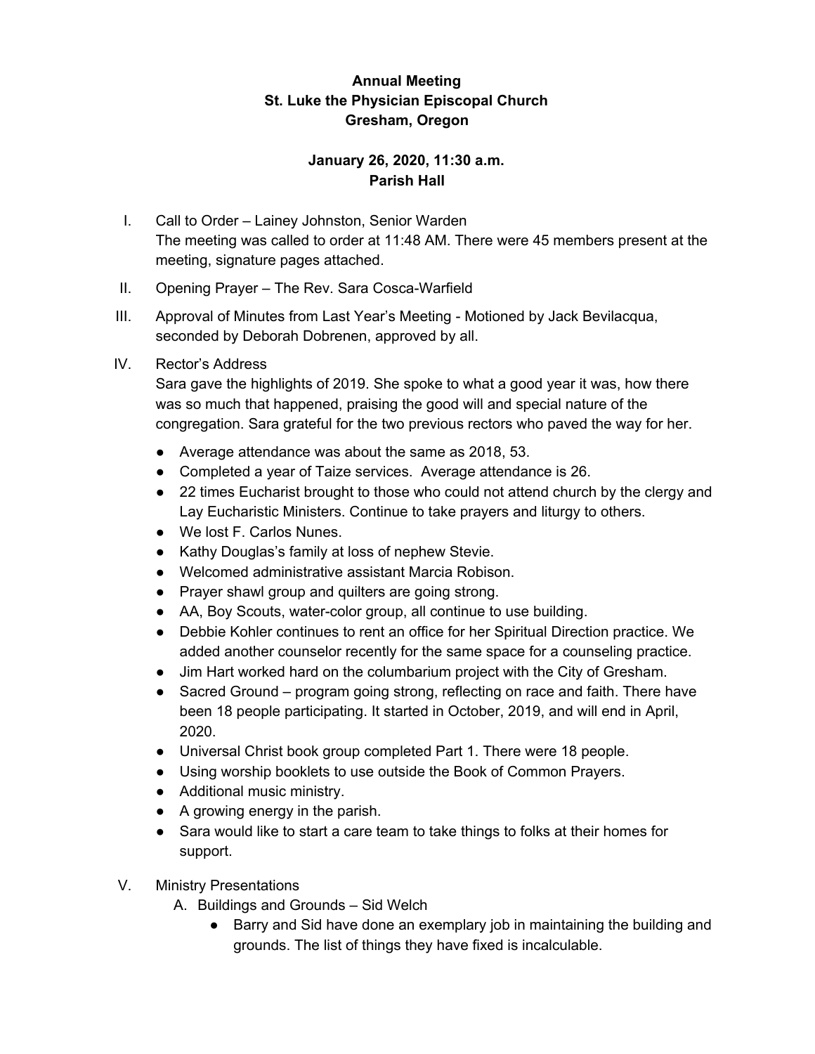**Annual Meeting**
**St. Luke the Physician Episcopal Church**
**Gresham, Oregon**

**January 26, 2020, 11:30 a.m.**
**Parish Hall**

I. Call to Order – Lainey Johnston, Senior Warden
The meeting was called to order at 11:48 AM. There were 45 members present at the meeting, signature pages attached.

II. Opening Prayer – The Rev. Sara Cosca-Warfield

III. Approval of Minutes from Last Year's Meeting - Motioned by Jack Bevilacqua, seconded by Deborah Dobrenen, approved by all.

IV. Rector's Address
Sara gave the highlights of 2019. She spoke to what a good year it was, how there was so much that happened, praising the good will and special nature of the congregation. Sara grateful for the two previous rectors who paved the way for her.

- Average attendance was about the same as 2018, 53.
- Completed a year of Taize services. Average attendance is 26.
- 22 times Eucharist brought to those who could not attend church by the clergy and Lay Eucharistic Ministers. Continue to take prayers and liturgy to others.
- We lost F. Carlos Nunes.
- Kathy Douglas's family at loss of nephew Stevie.
- Welcomed administrative assistant Marcia Robison.
- Prayer shawl group and quilters are going strong.
- AA, Boy Scouts, water-color group, all continue to use building.
- Debbie Kohler continues to rent an office for her Spiritual Direction practice. We added another counselor recently for the same space for a counseling practice.
- Jim Hart worked hard on the columbarium project with the City of Gresham.
- Sacred Ground – program going strong, reflecting on race and faith. There have been 18 people participating. It started in October, 2019, and will end in April, 2020.
- Universal Christ book group completed Part 1. There were 18 people.
- Using worship booklets to use outside the Book of Common Prayers.
- Additional music ministry.
- A growing energy in the parish.
- Sara would like to start a care team to take things to folks at their homes for support.

V. Ministry Presentations
   A. Buildings and Grounds – Sid Welch
      - Barry and Sid have done an exemplary job in maintaining the building and grounds. The list of things they have fixed is incalculable.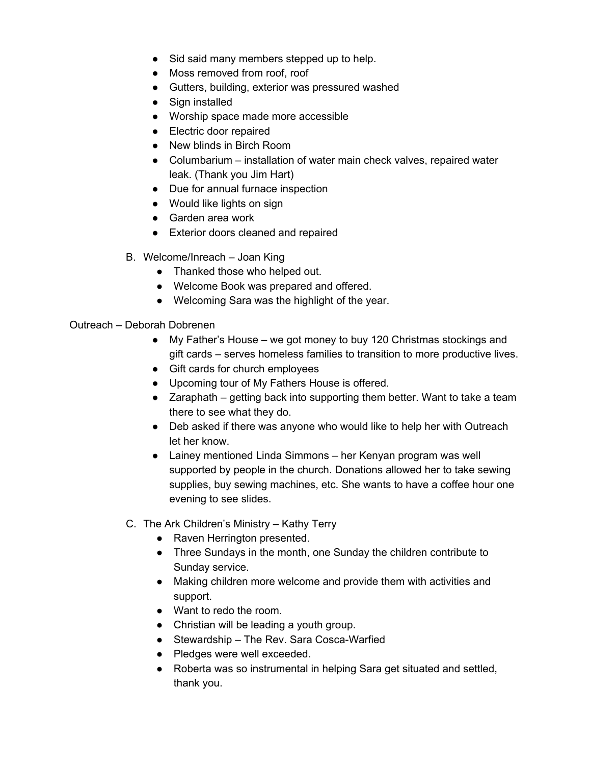- Sid said many members stepped up to help.
- Moss removed from roof, roof
- Gutters, building, exterior was pressured washed
- Sign installed
- Worship space made more accessible
- Electric door repaired
- New blinds in Birch Room
- Columbarium – installation of water main check valves, repaired water leak. (Thank you Jim Hart)
- Due for annual furnace inspection
- Would like lights on sign
- Garden area work
- Exterior doors cleaned and repaired

B. Welcome/Inreach – Joan King
  - Thanked those who helped out.
  - Welcome Book was prepared and offered.
  - Welcoming Sara was the highlight of the year.

Outreach – Deborah Dobrenen
  - My Father's House – we got money to buy 120 Christmas stockings and gift cards – serves homeless families to transition to more productive lives.
  - Gift cards for church employees
  - Upcoming tour of My Fathers House is offered.
  - Zaraphath – getting back into supporting them better. Want to take a team there to see what they do.
  - Deb asked if there was anyone who would like to help her with Outreach let her know.
  - Lainey mentioned Linda Simmons – her Kenyan program was well supported by people in the church. Donations allowed her to take sewing supplies, buy sewing machines, etc. She wants to have a coffee hour one evening to see slides.

C. The Ark Children's Ministry – Kathy Terry
  - Raven Herrington presented.
  - Three Sundays in the month, one Sunday the children contribute to Sunday service.
  - Making children more welcome and provide them with activities and support.
  - Want to redo the room.
  - Christian will be leading a youth group.
  - Stewardship – The Rev. Sara Cosca-Warfied
  - Pledges were well exceeded.
  - Roberta was so instrumental in helping Sara get situated and settled, thank you.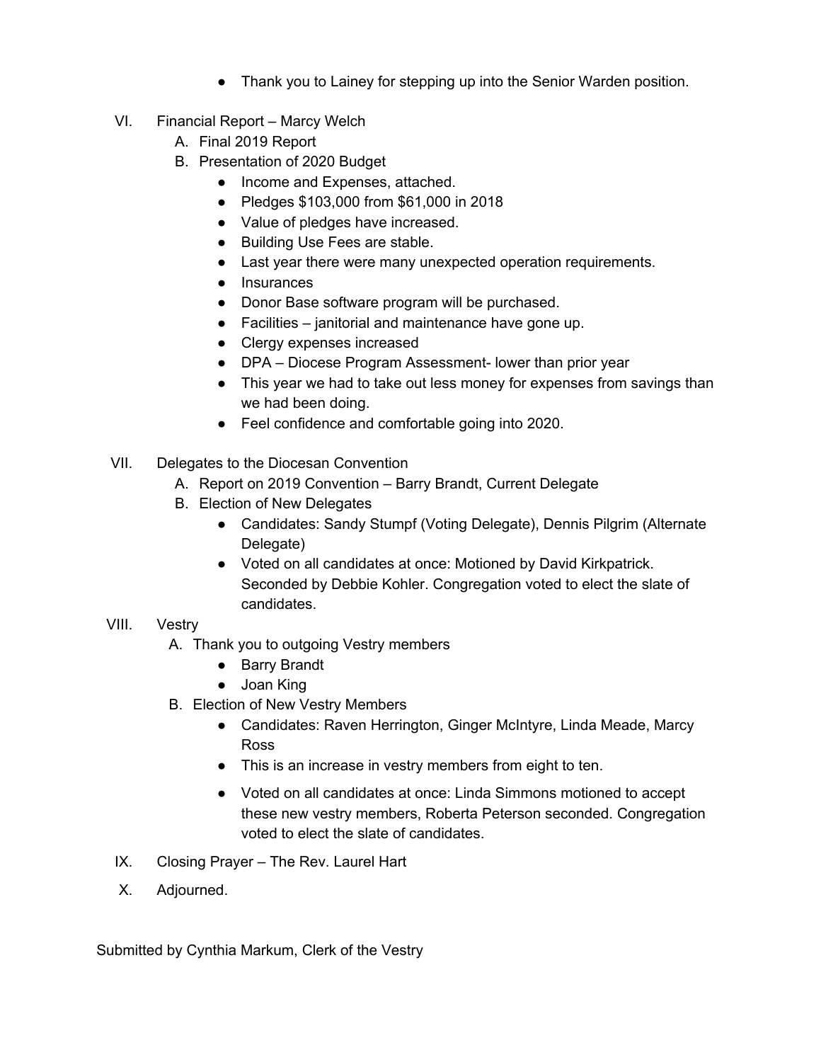- Thank you to Lainey for stepping up into the Senior Warden position.

VI. Financial Report – Marcy Welch
   A. Final 2019 Report
   B. Presentation of 2020 Budget
      - Income and Expenses, attached.
      - Pledges $103,000 from $61,000 in 2018
      - Value of pledges have increased.
      - Building Use Fees are stable.
      - Last year there were many unexpected operation requirements.
      - Insurances
      - Donor Base software program will be purchased.
      - Facilities – janitorial and maintenance have gone up.
      - Clergy expenses increased
      - DPA – Diocese Program Assessment- lower than prior year
      - This year we had to take out less money for expenses from savings than we had been doing.
      - Feel confidence and comfortable going into 2020.

VII. Delegates to the Diocesan Convention
   A. Report on 2019 Convention – Barry Brandt, Current Delegate
   B. Election of New Delegates
      - Candidates: Sandy Stumpf (Voting Delegate), Dennis Pilgrim (Alternate Delegate)
      - Voted on all candidates at once: Motioned by David Kirkpatrick. Seconded by Debbie Kohler. Congregation voted to elect the slate of candidates.

VIII. Vestry
   A. Thank you to outgoing Vestry members
      - Barry Brandt
      - Joan King
   B. Election of New Vestry Members
      - Candidates: Raven Herrington, Ginger McIntyre, Linda Meade, Marcy Ross
      - This is an increase in vestry members from eight to ten.
      - Voted on all candidates at once: Linda Simmons motioned to accept these new vestry members, Roberta Peterson seconded. Congregation voted to elect the slate of candidates.

IX. Closing Prayer – The Rev. Laurel Hart

X. Adjourned.

Submitted by Cynthia Markum, Clerk of the Vestry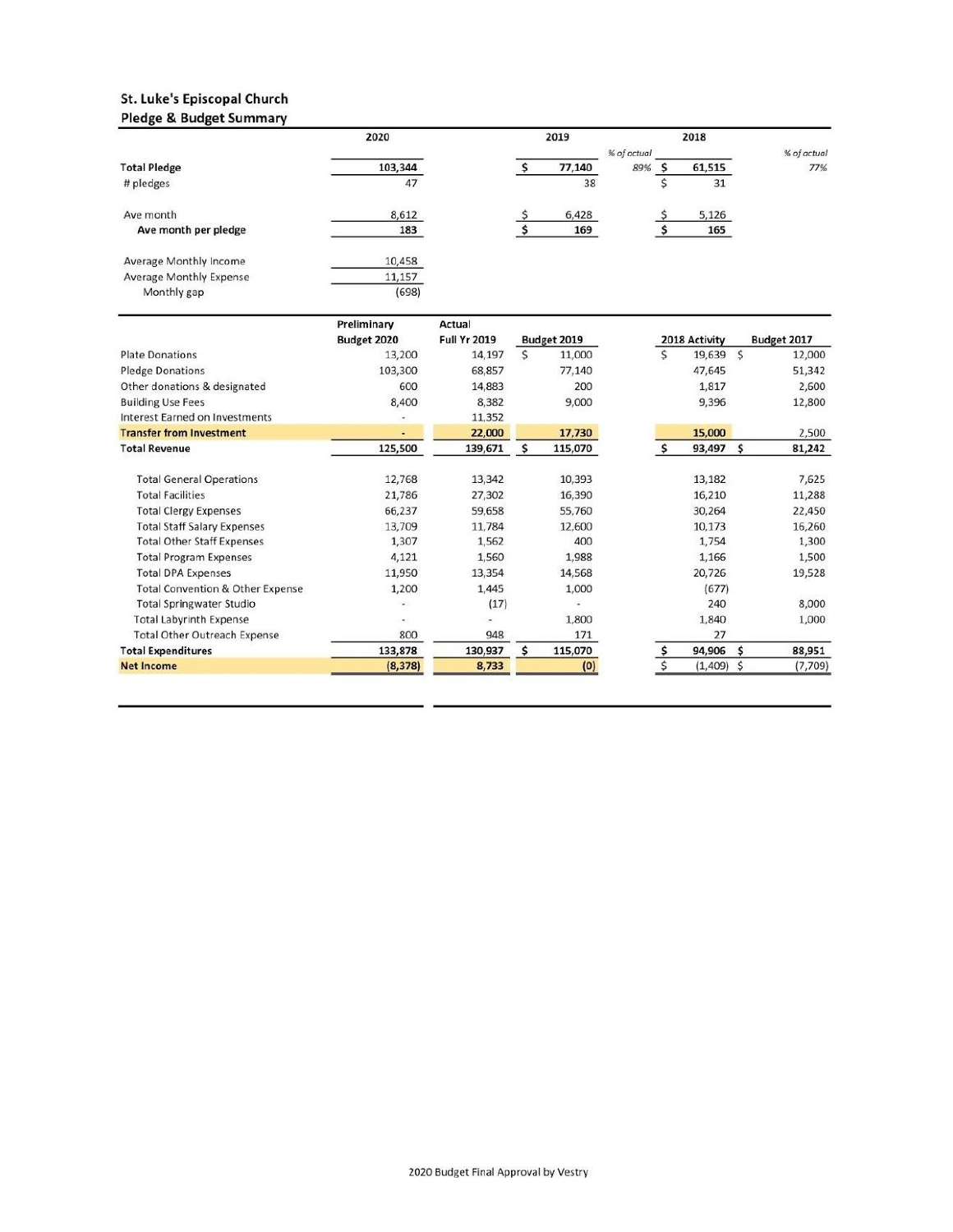## St. Luke's Episcopal Church
### Pledge & Budget Summary

| | 2020 | | 2019 | % of actual | 2018 | % of actual |
|---|---|---|---|---|---|---|
| **Total Pledge** | 103,344 | | $ 77,140 | 89% | $ 61,515 | 77% |
| # pledges | 47 | | 38 | | $ 31 | |
| Ave month | 8,612 | | $ 6,428 | | $ 5,126 | |
| **Ave month per pledge** | 183 | | $ 169 | | $ 165 | |
| Average Monthly Income | 10,458 | | | | | |
| Average Monthly Expense | 11,157 | | | | | |
| Monthly gap | (698) | | | | | |

| | Preliminary Budget 2020 | Actual Full Yr 2019 | Budget 2019 | 2018 Activity | Budget 2017 |
|---|---|---|---|---|---|
| Plate Donations | 13,200 | 14,197 | $ 11,000 | $ 19,639 | $ 12,000 |
| Pledge Donations | 103,300 | 68,857 | 77,140 | 47,645 | 51,342 |
| Other donations & designated | 600 | 14,883 | 200 | 1,817 | 2,600 |
| Building Use Fees | 8,400 | 8,382 | 9,000 | 9,396 | 12,800 |
| Interest Earned on Investments | - | 11,352 | | | |
| **Transfer from Investment** | - | 22,000 | 17,730 | 15,000 | 2,500 |
| **Total Revenue** | 125,500 | 139,671 | $ 115,070 | $ 93,497 | $ 81,242 |
| Total General Operations | 12,768 | 13,342 | 10,393 | 13,182 | 7,625 |
| Total Facilities | 21,786 | 27,302 | 16,390 | 16,210 | 11,288 |
| Total Clergy Expenses | 66,237 | 59,658 | 55,760 | 30,264 | 22,450 |
| Total Staff Salary Expenses | 13,709 | 11,784 | 12,600 | 10,173 | 16,260 |
| Total Other Staff Expenses | 1,307 | 1,562 | 400 | 1,754 | 1,300 |
| Total Program Expenses | 4,121 | 1,560 | 1,988 | 1,166 | 1,500 |
| Total DPA Expenses | 11,950 | 13,354 | 14,568 | 20,726 | 19,528 |
| Total Convention & Other Expense | 1,200 | 1,445 | 1,000 | (677) | |
| Total Springwater Studio | - | (17) | - | 240 | 8,000 |
| Total Labyrinth Expense | - | - | 1,800 | 1,840 | 1,000 |
| Total Other Outreach Expense | 800 | 948 | 171 | 27 | |
| **Total Expenditures** | 133,878 | 130,937 | $ 115,070 | $ 94,906 | $ 88,951 |
| **Net Income** | (8,378) | 8,733 | (0) | $ (1,409) | $ (7,709) |

2020 Budget Final Approval by Vestry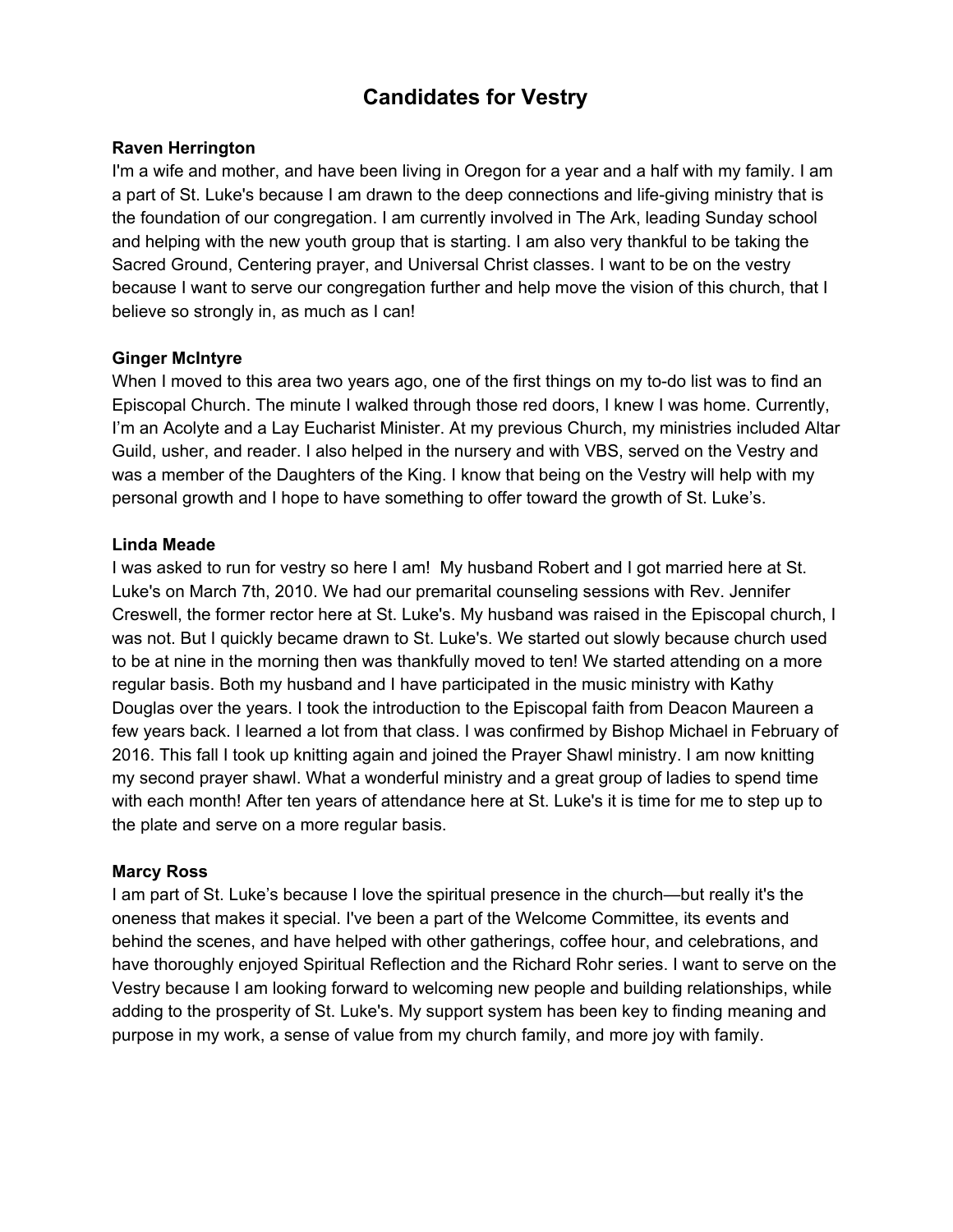# Candidates for Vestry

**Raven Herrington**

I'm a wife and mother, and have been living in Oregon for a year and a half with my family. I am a part of St. Luke's because I am drawn to the deep connections and life-giving ministry that is the foundation of our congregation. I am currently involved in The Ark, leading Sunday school and helping with the new youth group that is starting. I am also very thankful to be taking the Sacred Ground, Centering prayer, and Universal Christ classes. I want to be on the vestry because I want to serve our congregation further and help move the vision of this church, that I believe so strongly in, as much as I can!

**Ginger McIntyre**

When I moved to this area two years ago, one of the first things on my to-do list was to find an Episcopal Church. The minute I walked through those red doors, I knew I was home. Currently, I'm an Acolyte and a Lay Eucharist Minister. At my previous Church, my ministries included Altar Guild, usher, and reader. I also helped in the nursery and with VBS, served on the Vestry and was a member of the Daughters of the King. I know that being on the Vestry will help with my personal growth and I hope to have something to offer toward the growth of St. Luke's.

**Linda Meade**

I was asked to run for vestry so here I am! My husband Robert and I got married here at St. Luke's on March 7th, 2010. We had our premarital counseling sessions with Rev. Jennifer Creswell, the former rector here at St. Luke's. My husband was raised in the Episcopal church, I was not. But I quickly became drawn to St. Luke's. We started out slowly because church used to be at nine in the morning then was thankfully moved to ten! We started attending on a more regular basis. Both my husband and I have participated in the music ministry with Kathy Douglas over the years. I took the introduction to the Episcopal faith from Deacon Maureen a few years back. I learned a lot from that class. I was confirmed by Bishop Michael in February of 2016. This fall I took up knitting again and joined the Prayer Shawl ministry. I am now knitting my second prayer shawl. What a wonderful ministry and a great group of ladies to spend time with each month! After ten years of attendance here at St. Luke's it is time for me to step up to the plate and serve on a more regular basis.

**Marcy Ross**

I am part of St. Luke's because I love the spiritual presence in the church—but really it's the oneness that makes it special. I've been a part of the Welcome Committee, its events and behind the scenes, and have helped with other gatherings, coffee hour, and celebrations, and have thoroughly enjoyed Spiritual Reflection and the Richard Rohr series. I want to serve on the Vestry because I am looking forward to welcoming new people and building relationships, while adding to the prosperity of St. Luke's. My support system has been key to finding meaning and purpose in my work, a sense of value from my church family, and more joy with family.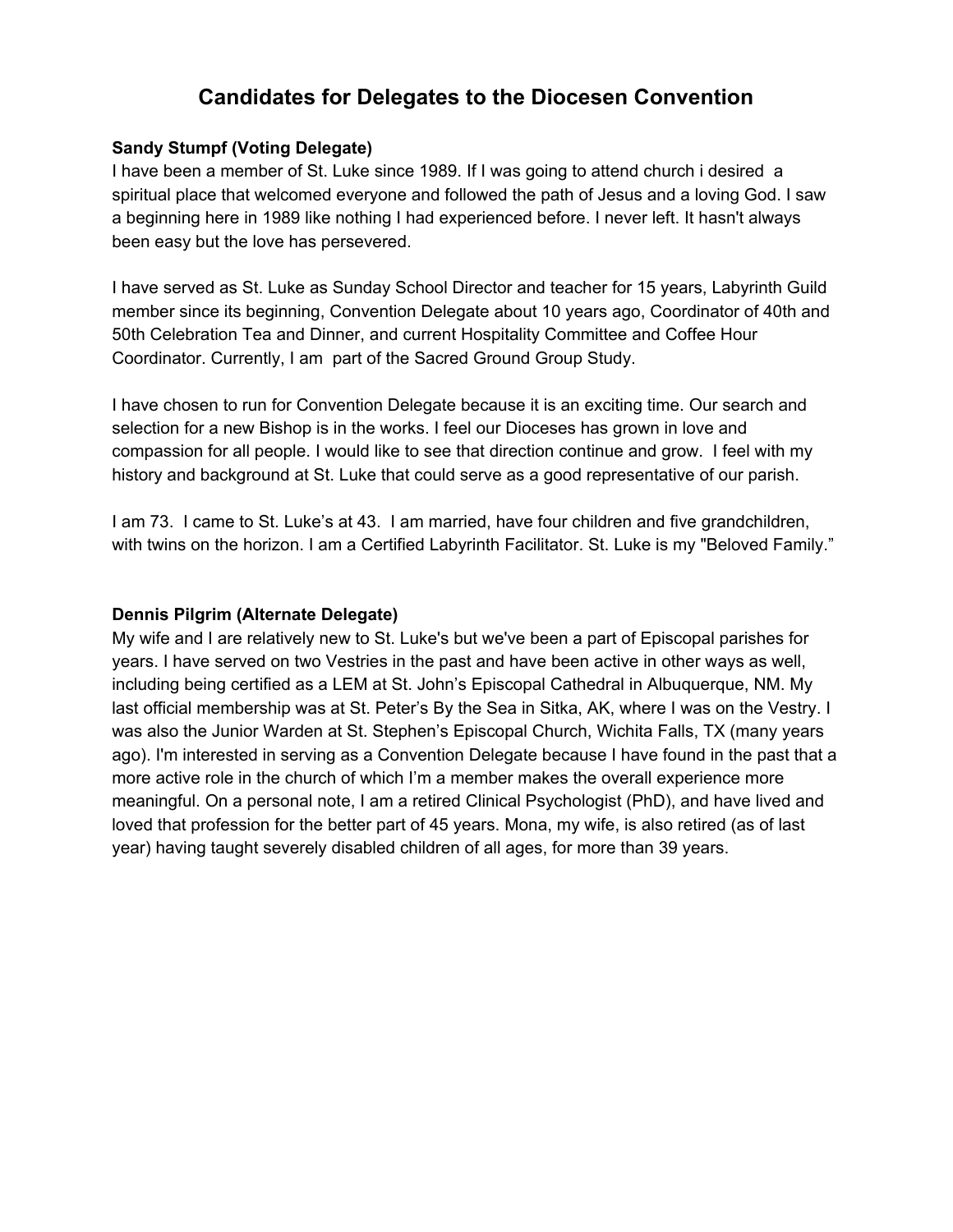# Candidates for Delegates to the Diocesen Convention

**Sandy Stumpf (Voting Delegate)**

I have been a member of St. Luke since 1989. If I was going to attend church i desired a spiritual place that welcomed everyone and followed the path of Jesus and a loving God. I saw a beginning here in 1989 like nothing I had experienced before. I never left. It hasn't always been easy but the love has persevered.

I have served as St. Luke as Sunday School Director and teacher for 15 years, Labyrinth Guild member since its beginning, Convention Delegate about 10 years ago, Coordinator of 40th and 50th Celebration Tea and Dinner, and current Hospitality Committee and Coffee Hour Coordinator. Currently, I am part of the Sacred Ground Group Study.

I have chosen to run for Convention Delegate because it is an exciting time. Our search and selection for a new Bishop is in the works. I feel our Dioceses has grown in love and compassion for all people. I would like to see that direction continue and grow. I feel with my history and background at St. Luke that could serve as a good representative of our parish.

I am 73. I came to St. Luke's at 43. I am married, have four children and five grandchildren, with twins on the horizon. I am a Certified Labyrinth Facilitator. St. Luke is my "Beloved Family."

**Dennis Pilgrim (Alternate Delegate)**

My wife and I are relatively new to St. Luke's but we've been a part of Episcopal parishes for years. I have served on two Vestries in the past and have been active in other ways as well, including being certified as a LEM at St. John's Episcopal Cathedral in Albuquerque, NM. My last official membership was at St. Peter's By the Sea in Sitka, AK, where I was on the Vestry. I was also the Junior Warden at St. Stephen's Episcopal Church, Wichita Falls, TX (many years ago). I'm interested in serving as a Convention Delegate because I have found in the past that a more active role in the church of which I'm a member makes the overall experience more meaningful. On a personal note, I am a retired Clinical Psychologist (PhD), and have lived and loved that profession for the better part of 45 years. Mona, my wife, is also retired (as of last year) having taught severely disabled children of all ages, for more than 39 years.